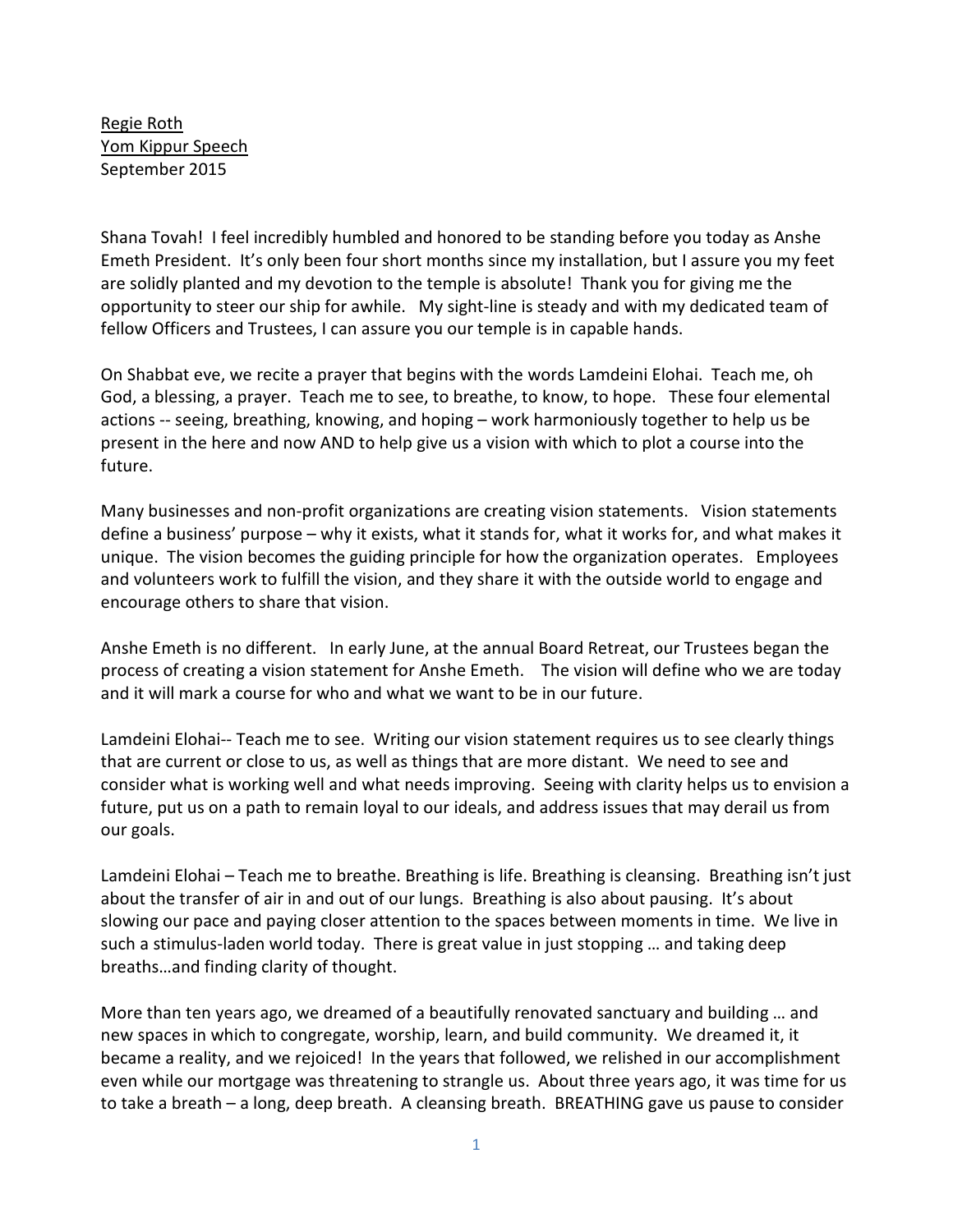Regie Roth
Yom Kippur Speech
September 2015

Shana Tovah! I feel incredibly humbled and honored to be standing before you today as Anshe Emeth President. It's only been four short months since my installation, but I assure you my feet are solidly planted and my devotion to the temple is absolute! Thank you for giving me the opportunity to steer our ship for awhile. My sight-line is steady and with my dedicated team of fellow Officers and Trustees, I can assure you our temple is in capable hands.

On Shabbat eve, we recite a prayer that begins with the words Lamdeini Elohai. Teach me, oh God, a blessing, a prayer. Teach me to see, to breathe, to know, to hope. These four elemental actions -- seeing, breathing, knowing, and hoping – work harmoniously together to help us be present in the here and now AND to help give us a vision with which to plot a course into the future.

Many businesses and non-profit organizations are creating vision statements. Vision statements define a business' purpose – why it exists, what it stands for, what it works for, and what makes it unique. The vision becomes the guiding principle for how the organization operates. Employees and volunteers work to fulfill the vision, and they share it with the outside world to engage and encourage others to share that vision.

Anshe Emeth is no different. In early June, at the annual Board Retreat, our Trustees began the process of creating a vision statement for Anshe Emeth. The vision will define who we are today and it will mark a course for who and what we want to be in our future.

Lamdeini Elohai-- Teach me to see. Writing our vision statement requires us to see clearly things that are current or close to us, as well as things that are more distant. We need to see and consider what is working well and what needs improving. Seeing with clarity helps us to envision a future, put us on a path to remain loyal to our ideals, and address issues that may derail us from our goals.

Lamdeini Elohai – Teach me to breathe. Breathing is life. Breathing is cleansing. Breathing isn't just about the transfer of air in and out of our lungs. Breathing is also about pausing. It's about slowing our pace and paying closer attention to the spaces between moments in time. We live in such a stimulus-laden world today. There is great value in just stopping … and taking deep breaths…and finding clarity of thought.

More than ten years ago, we dreamed of a beautifully renovated sanctuary and building … and new spaces in which to congregate, worship, learn, and build community. We dreamed it, it became a reality, and we rejoiced! In the years that followed, we relished in our accomplishment even while our mortgage was threatening to strangle us. About three years ago, it was time for us to take a breath – a long, deep breath. A cleansing breath. BREATHING gave us pause to consider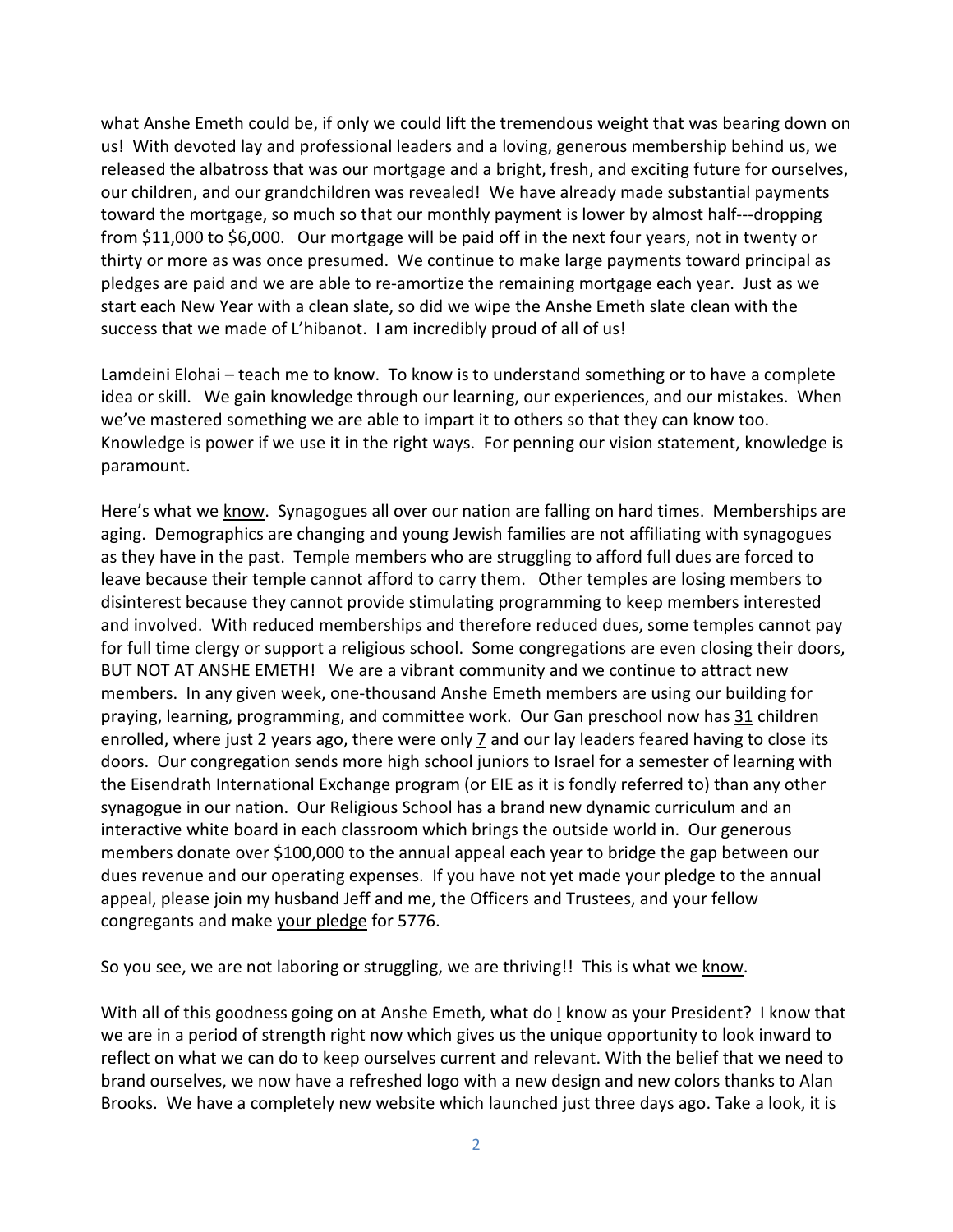what Anshe Emeth could be, if only we could lift the tremendous weight that was bearing down on us! With devoted lay and professional leaders and a loving, generous membership behind us, we released the albatross that was our mortgage and a bright, fresh, and exciting future for ourselves, our children, and our grandchildren was revealed! We have already made substantial payments toward the mortgage, so much so that our monthly payment is lower by almost half---dropping from $11,000 to $6,000. Our mortgage will be paid off in the next four years, not in twenty or thirty or more as was once presumed. We continue to make large payments toward principal as pledges are paid and we are able to re-amortize the remaining mortgage each year. Just as we start each New Year with a clean slate, so did we wipe the Anshe Emeth slate clean with the success that we made of L'hibanot. I am incredibly proud of all of us!

Lamdeini Elohai – teach me to know. To know is to understand something or to have a complete idea or skill. We gain knowledge through our learning, our experiences, and our mistakes. When we've mastered something we are able to impart it to others so that they can know too. Knowledge is power if we use it in the right ways. For penning our vision statement, knowledge is paramount.

Here's what we <u>know</u>. Synagogues all over our nation are falling on hard times. Memberships are aging. Demographics are changing and young Jewish families are not affiliating with synagogues as they have in the past. Temple members who are struggling to afford full dues are forced to leave because their temple cannot afford to carry them. Other temples are losing members to disinterest because they cannot provide stimulating programming to keep members interested and involved. With reduced memberships and therefore reduced dues, some temples cannot pay for full time clergy or support a religious school. Some congregations are even closing their doors, BUT NOT AT ANSHE EMETH! We are a vibrant community and we continue to attract new members. In any given week, one-thousand Anshe Emeth members are using our building for praying, learning, programming, and committee work. Our Gan preschool now has <u>31</u> children enrolled, where just 2 years ago, there were only <u>7</u> and our lay leaders feared having to close its doors. Our congregation sends more high school juniors to Israel for a semester of learning with the Eisendrath International Exchange program (or EIE as it is fondly referred to) than any other synagogue in our nation. Our Religious School has a brand new dynamic curriculum and an interactive white board in each classroom which brings the outside world in. Our generous members donate over $100,000 to the annual appeal each year to bridge the gap between our dues revenue and our operating expenses. If you have not yet made your pledge to the annual appeal, please join my husband Jeff and me, the Officers and Trustees, and your fellow congregants and make <u>your pledge</u> for 5776.

So you see, we are not laboring or struggling, we are thriving!! This is what we <u>know</u>.

With all of this goodness going on at Anshe Emeth, what do <u>I</u> know as your President? I know that we are in a period of strength right now which gives us the unique opportunity to look inward to reflect on what we can do to keep ourselves current and relevant. With the belief that we need to brand ourselves, we now have a refreshed logo with a new design and new colors thanks to Alan Brooks. We have a completely new website which launched just three days ago. Take a look, it is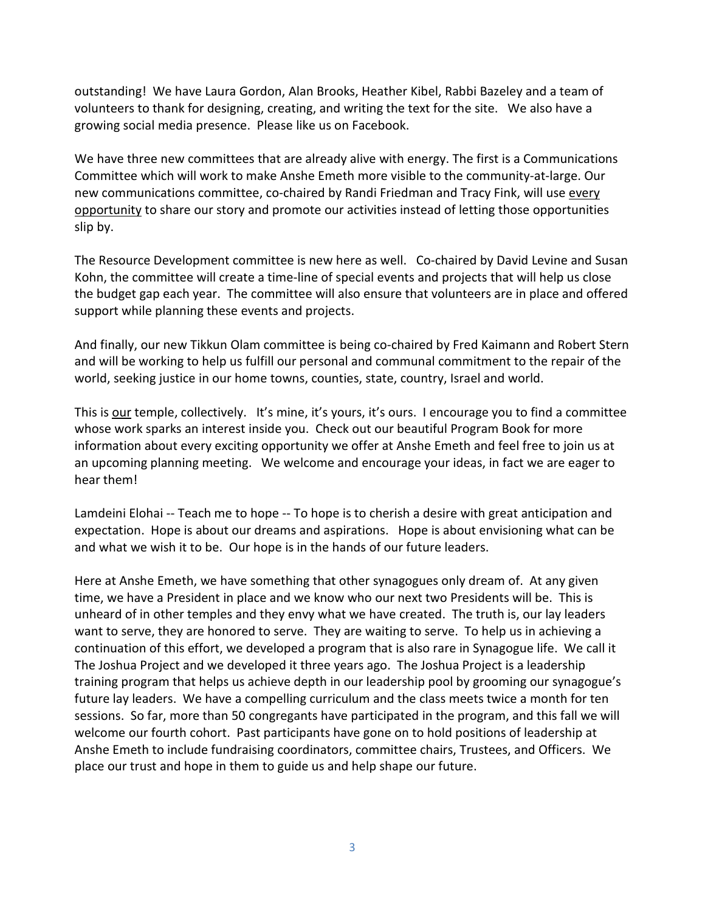outstanding! We have Laura Gordon, Alan Brooks, Heather Kibel, Rabbi Bazeley and a team of volunteers to thank for designing, creating, and writing the text for the site. We also have a growing social media presence. Please like us on Facebook.

We have three new committees that are already alive with energy. The first is a Communications Committee which will work to make Anshe Emeth more visible to the community-at-large. Our new communications committee, co-chaired by Randi Friedman and Tracy Fink, will use <u>every opportunity</u> to share our story and promote our activities instead of letting those opportunities slip by.

The Resource Development committee is new here as well. Co-chaired by David Levine and Susan Kohn, the committee will create a time-line of special events and projects that will help us close the budget gap each year. The committee will also ensure that volunteers are in place and offered support while planning these events and projects.

And finally, our new Tikkun Olam committee is being co-chaired by Fred Kaimann and Robert Stern and will be working to help us fulfill our personal and communal commitment to the repair of the world, seeking justice in our home towns, counties, state, country, Israel and world.

This is <u>our</u> temple, collectively. It's mine, it's yours, it's ours. I encourage you to find a committee whose work sparks an interest inside you. Check out our beautiful Program Book for more information about every exciting opportunity we offer at Anshe Emeth and feel free to join us at an upcoming planning meeting. We welcome and encourage your ideas, in fact we are eager to hear them!

Lamdeini Elohai -- Teach me to hope -- To hope is to cherish a desire with great anticipation and expectation. Hope is about our dreams and aspirations. Hope is about envisioning what can be and what we wish it to be. Our hope is in the hands of our future leaders.

Here at Anshe Emeth, we have something that other synagogues only dream of. At any given time, we have a President in place and we know who our next two Presidents will be. This is unheard of in other temples and they envy what we have created. The truth is, our lay leaders want to serve, they are honored to serve. They are waiting to serve. To help us in achieving a continuation of this effort, we developed a program that is also rare in Synagogue life. We call it The Joshua Project and we developed it three years ago. The Joshua Project is a leadership training program that helps us achieve depth in our leadership pool by grooming our synagogue's future lay leaders. We have a compelling curriculum and the class meets twice a month for ten sessions. So far, more than 50 congregants have participated in the program, and this fall we will welcome our fourth cohort. Past participants have gone on to hold positions of leadership at Anshe Emeth to include fundraising coordinators, committee chairs, Trustees, and Officers. We place our trust and hope in them to guide us and help shape our future.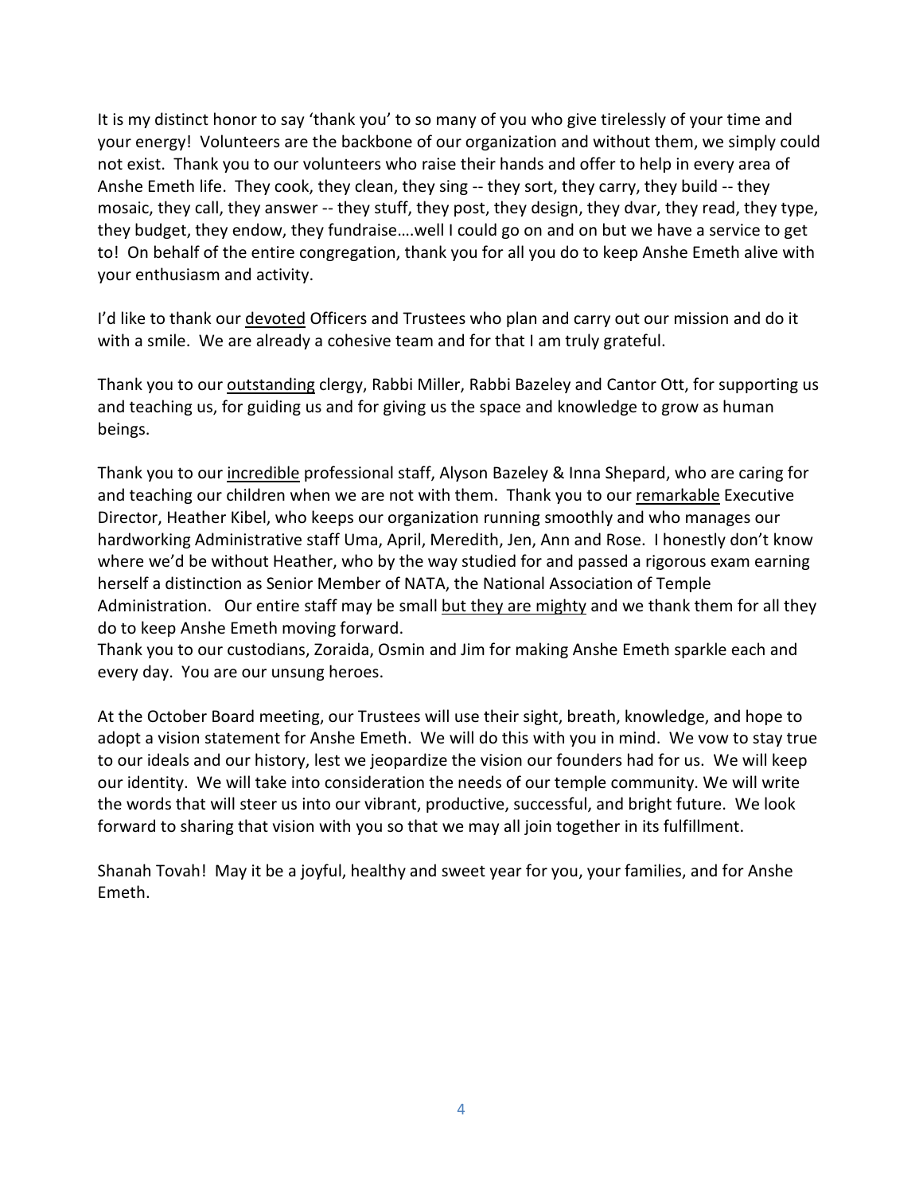It is my distinct honor to say 'thank you' to so many of you who give tirelessly of your time and your energy! Volunteers are the backbone of our organization and without them, we simply could not exist. Thank you to our volunteers who raise their hands and offer to help in every area of Anshe Emeth life. They cook, they clean, they sing -- they sort, they carry, they build -- they mosaic, they call, they answer -- they stuff, they post, they design, they dvar, they read, they type, they budget, they endow, they fundraise….well I could go on and on but we have a service to get to! On behalf of the entire congregation, thank you for all you do to keep Anshe Emeth alive with your enthusiasm and activity.

I'd like to thank our <u>devoted</u> Officers and Trustees who plan and carry out our mission and do it with a smile. We are already a cohesive team and for that I am truly grateful.

Thank you to our <u>outstanding</u> clergy, Rabbi Miller, Rabbi Bazeley and Cantor Ott, for supporting us and teaching us, for guiding us and for giving us the space and knowledge to grow as human beings.

Thank you to our <u>incredible</u> professional staff, Alyson Bazeley & Inna Shepard, who are caring for and teaching our children when we are not with them. Thank you to our <u>remarkable</u> Executive Director, Heather Kibel, who keeps our organization running smoothly and who manages our hardworking Administrative staff Uma, April, Meredith, Jen, Ann and Rose. I honestly don't know where we'd be without Heather, who by the way studied for and passed a rigorous exam earning herself a distinction as Senior Member of NATA, the National Association of Temple Administration. Our entire staff may be small <u>but they are mighty</u> and we thank them for all they do to keep Anshe Emeth moving forward.
Thank you to our custodians, Zoraida, Osmin and Jim for making Anshe Emeth sparkle each and every day. You are our unsung heroes.

At the October Board meeting, our Trustees will use their sight, breath, knowledge, and hope to adopt a vision statement for Anshe Emeth. We will do this with you in mind. We vow to stay true to our ideals and our history, lest we jeopardize the vision our founders had for us. We will keep our identity. We will take into consideration the needs of our temple community. We will write the words that will steer us into our vibrant, productive, successful, and bright future. We look forward to sharing that vision with you so that we may all join together in its fulfillment.

Shanah Tovah! May it be a joyful, healthy and sweet year for you, your families, and for Anshe Emeth.